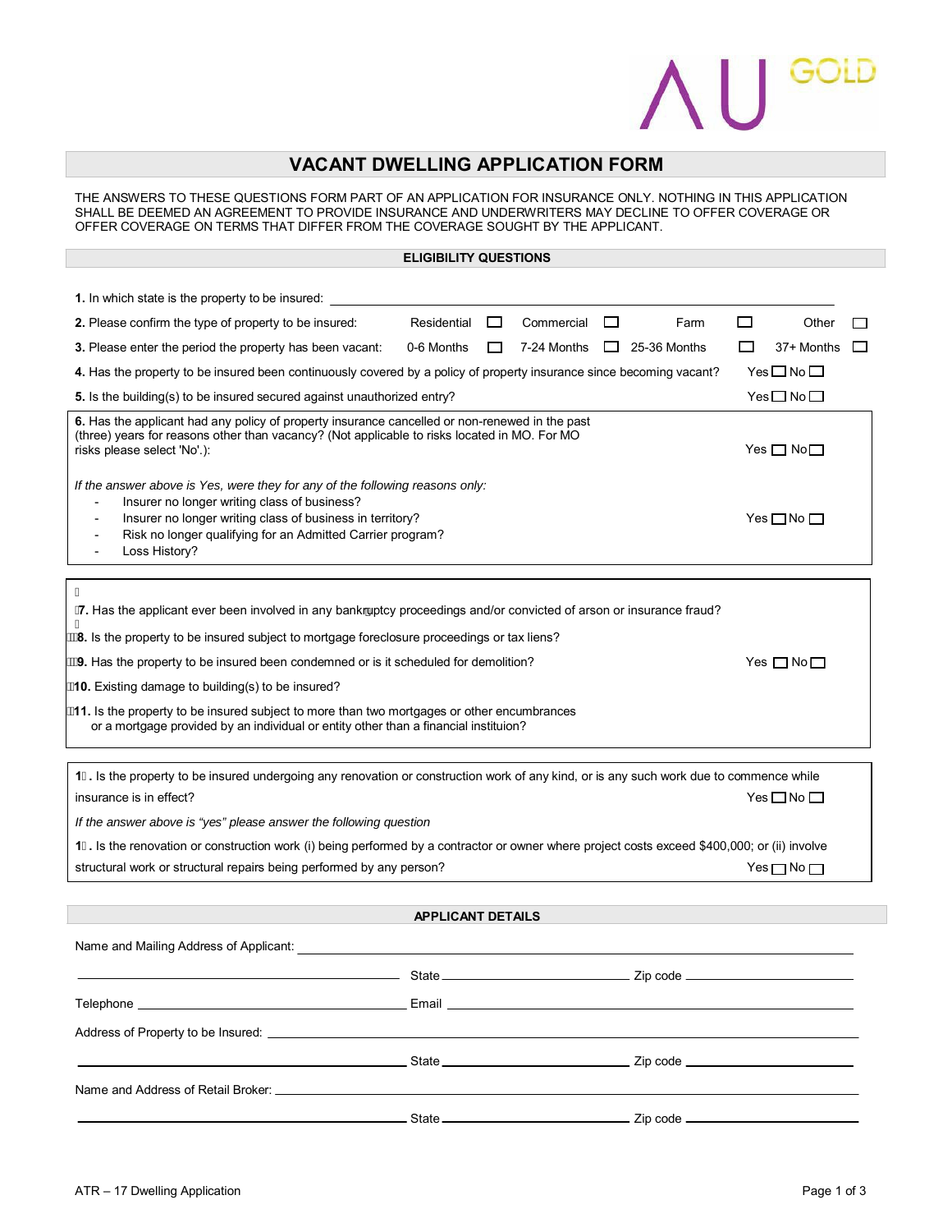# VACANT DWELLING APPLICATION FORM

THE ANSWERS TO THESE QUESTIONS FORM PART OF AN APPLICATION FOR INSURANCE ONLY. NOTHING IN THIS APPLICATION SHALL BE DEEMED AN AGREEMENT TO PROVIDE INSURANCE AND UNDERWRITERS MAY DECLINE TO OFFER COVERAGE OR OFFER COVERAGE ON TERMS THAT DIFFER FROM THE COVERAGE SOUGHT BY THE APPLICANT.

## ELIGIBILITY QUESTIONS

**1.** In which state is the property to be insured: ______________________________

**2.** Please confirm the type of property to be insured: Residential ☐ Commercial ☐ Farm ☐ Other ☐

**3.** Please enter the period the property has been vacant: 0-6 Months ☐ 7-24 Months ☐ 25-36 Months ☐ 37+ Months ☐

**4.** Has the property to be insured been continuously covered by a policy of property insurance since becoming vacant? Yes ☐ No ☐

**5.** Is the building(s) to be insured secured against unauthorized entry? Yes ☐ No ☐

**6.** Has the applicant had any policy of property insurance cancelled or non-renewed in the past (three) years for reasons other than vacancy? (Not applicable to risks located in MO. For MO risks please select 'No'.): Yes ☐ No ☐

*If the answer above is Yes, were they for any of the following reasons only:*

- Insurer no longer writing class of business?
- Insurer no longer writing class of business in territory?
- Risk no longer qualifying for an Admitted Carrier program?
- Loss History?

Yes ☐ No ☐

**7.** Has the applicant ever been involved in any bankruptcy proceedings and/or convicted of arson or insurance fraud?

**8.** Is the property to be insured subject to mortgage foreclosure proceedings or tax liens?

**9.** Has the property to be insured been condemned or is it scheduled for demolition?

**10.** Existing damage to building(s) to be insured?

**11.** Is the property to be insured subject to more than two mortgages or other encumbrances or a mortgage provided by an individual or entity other than a financial instituion?

Yes ☐ No ☐

**1 .** Is the property to be insured undergoing any renovation or construction work of any kind, or is any such work due to commence while insurance is in effect? Yes ☐ No ☐

*If the answer above is "yes" please answer the following question*

**1 .** Is the renovation or construction work (i) being performed by a contractor or owner where project costs exceed $400,000; or (ii) involve structural work or structural repairs being performed by any person? Yes ☐ No ☐

## APPLICANT DETAILS

Name and Mailing Address of Applicant: ______________________________

______________________________ State ______________ Zip code ______________

Telephone ______________________________ Email ______________________________

Address of Property to be Insured: ______________________________

______________________________ State ______________ Zip code ______________

Name and Address of Retail Broker: ______________________________

______________________________ State ______________ Zip code ______________

ATR – 17 Dwelling Application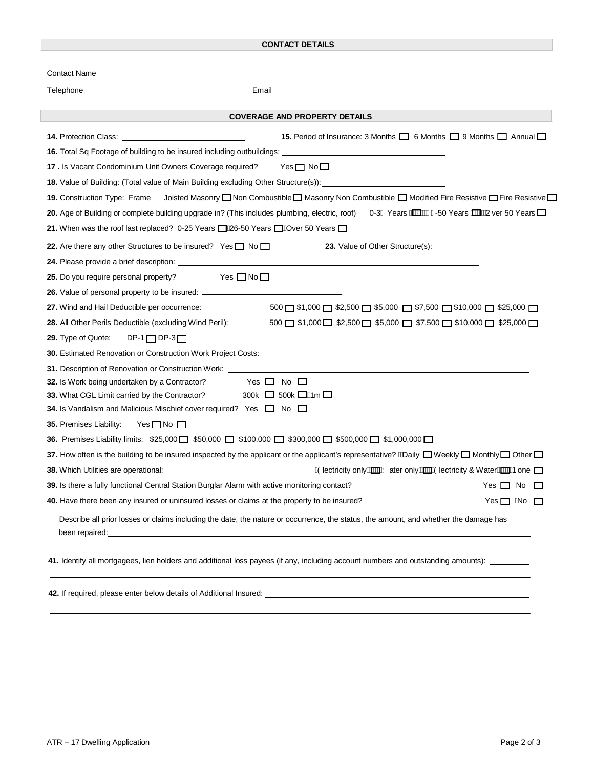## CONTACT DETAILS

Contact Name ______________________________

Telephone ______________________________ Email ______________________________

## COVERAGE AND PROPERTY DETAILS

**14.** Protection Class: ______________________________ **15.** Period of Insurance: 3 Months ☐ 6 Months ☐ 9 Months ☐ Annual ☐

**16.** Total Sq Footage of building to be insured including outbuildings: ______________________________

**17 .** Is Vacant Condominium Unit Owners Coverage required? Yes ☐ No ☐

**18.** Value of Building: (Total value of Main Building excluding Other Structure(s)): ______________________________

**19.** Construction Type: Frame Joisted Masonry ☐ Non Combustible ☐ Masonry Non Combustible ☐ Modified Fire Resistive ☐ Fire Resistive ☐

**20.** Age of Building or complete building upgrade in? (This includes plumbing, electric, roof) 0-3 Years ☐ -50 Years ☐ ver 50 Years ☐

**21.** When was the roof last replaced? 0-25 Years ☐ 26-50 Years ☐ Over 50 Years ☐

**22.** Are there any other Structures to be insured? Yes ☐ No ☐ **23.** Value of Other Structure(s): ______________________________

**24.** Please provide a brief description: ______________________________

**25.** Do you require personal property? Yes ☐ No ☐

**26.** Value of personal property to be insured: ______________________________

**27.** Wind and Hail Deductible per occurrence: 500 ☐ $1,000 ☐ $2,500 ☐ $5,000 ☐ $7,500 ☐ $10,000 ☐ $25,000 ☐

**28.** All Other Perils Deductible (excluding Wind Peril): 500 ☐ $1,000 ☐ $2,500 ☐ $5,000 ☐ $7,500 ☐ $10,000 ☐ $25,000 ☐

**29.** Type of Quote: DP-1 ☐ DP-3 ☐

**30.** Estimated Renovation or Construction Work Project Costs: ______________________________

**31.** Description of Renovation or Construction Work: ______________________________

**32.** Is Work being undertaken by a Contractor? Yes ☐ No ☐

**33.** What CGL Limit carried by the Contractor? 300k ☐ 500k ☐ 1m ☐

**34.** Is Vandalism and Malicious Mischief cover required? Yes ☐ No ☐

**35.** Premises Liability: Yes ☐ No ☐

**36.** Premises Liability limits: $25,000 ☐ $50,000 ☐ $100,000 ☐ $300,000 ☐ $500,000 ☐ $1,000,000 ☐

**37.** How often is the building to be insured inspected by the applicant or the applicant's representative? Daily ☐ Weekly ☐ Monthly ☐ Other ☐

**38.** Which Utilities are operational: Electricity only ☐ Water only ☐ Electricity & Water ☐ None ☐

**39.** Is there a fully functional Central Station Burglar Alarm with active monitoring contact? Yes ☐ No ☐

**40.** Have there been any insured or uninsured losses or claims at the property to be insured? Yes ☐ No ☐

Describe all prior losses or claims including the date, the nature or occurrence, the status, the amount, and whether the damage has been repaired: ______________________________

______________________________

**41.** Identify all mortgagees, lien holders and additional loss payees (if any, including account numbers and outstanding amounts): ______________________________

______________________________

**42.** If required, please enter below details of Additional Insured: ______________________________

______________________________

ATR – 17 Dwelling Application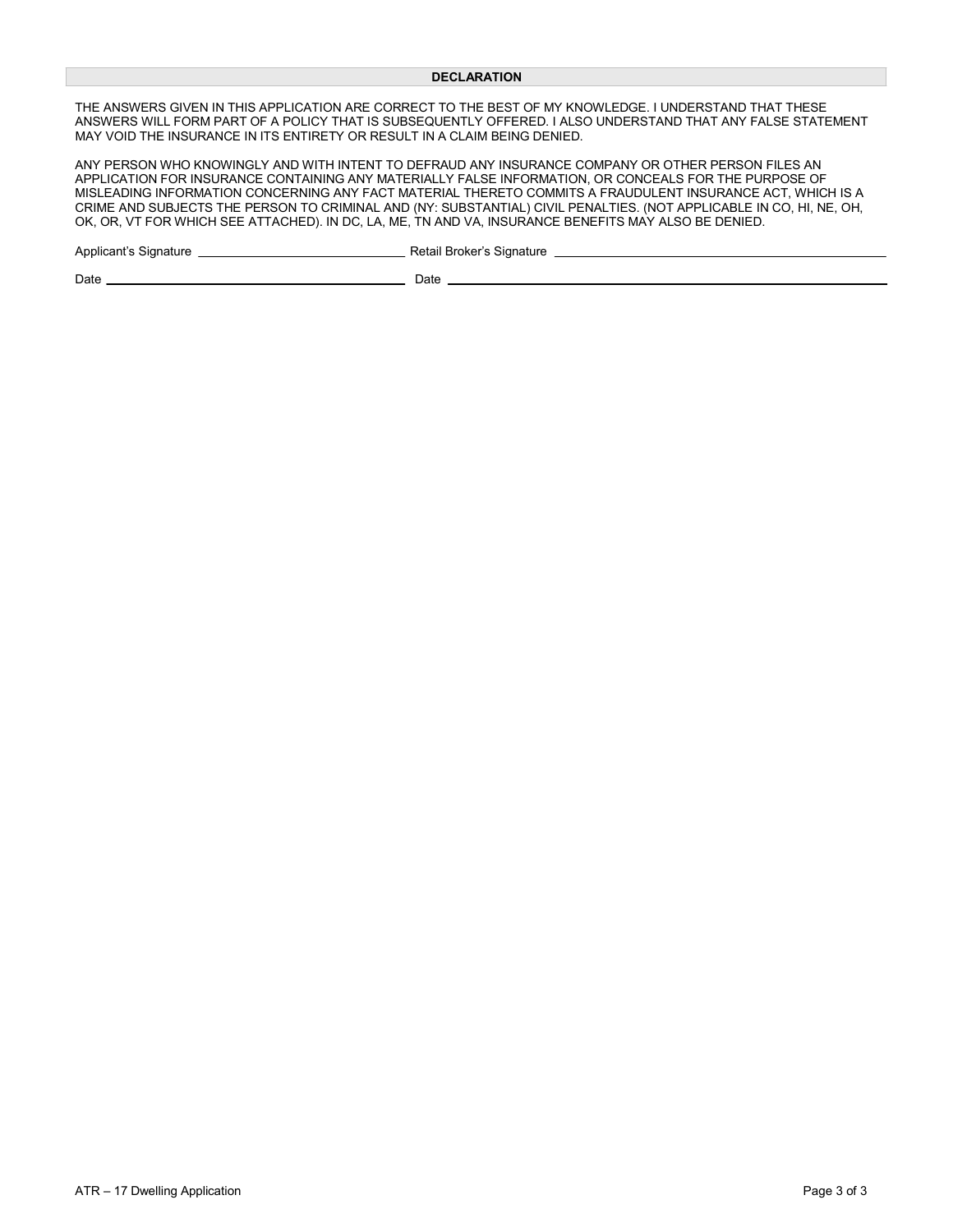## DECLARATION

THE ANSWERS GIVEN IN THIS APPLICATION ARE CORRECT TO THE BEST OF MY KNOWLEDGE. I UNDERSTAND THAT THESE ANSWERS WILL FORM PART OF A POLICY THAT IS SUBSEQUENTLY OFFERED. I ALSO UNDERSTAND THAT ANY FALSE STATEMENT MAY VOID THE INSURANCE IN ITS ENTIRETY OR RESULT IN A CLAIM BEING DENIED.

ANY PERSON WHO KNOWINGLY AND WITH INTENT TO DEFRAUD ANY INSURANCE COMPANY OR OTHER PERSON FILES AN APPLICATION FOR INSURANCE CONTAINING ANY MATERIALLY FALSE INFORMATION, OR CONCEALS FOR THE PURPOSE OF MISLEADING INFORMATION CONCERNING ANY FACT MATERIAL THERETO COMMITS A FRAUDULENT INSURANCE ACT, WHICH IS A CRIME AND SUBJECTS THE PERSON TO CRIMINAL AND (NY: SUBSTANTIAL) CIVIL PENALTIES. (NOT APPLICABLE IN CO, HI, NE, OH, OK, OR, VT FOR WHICH SEE ATTACHED). IN DC, LA, ME, TN AND VA, INSURANCE BENEFITS MAY ALSO BE DENIED.

Applicant's Signature ______________________________ Retail Broker's Signature ______________________________

Date ______________________________ Date ______________________________

ATR – 17 Dwelling Application